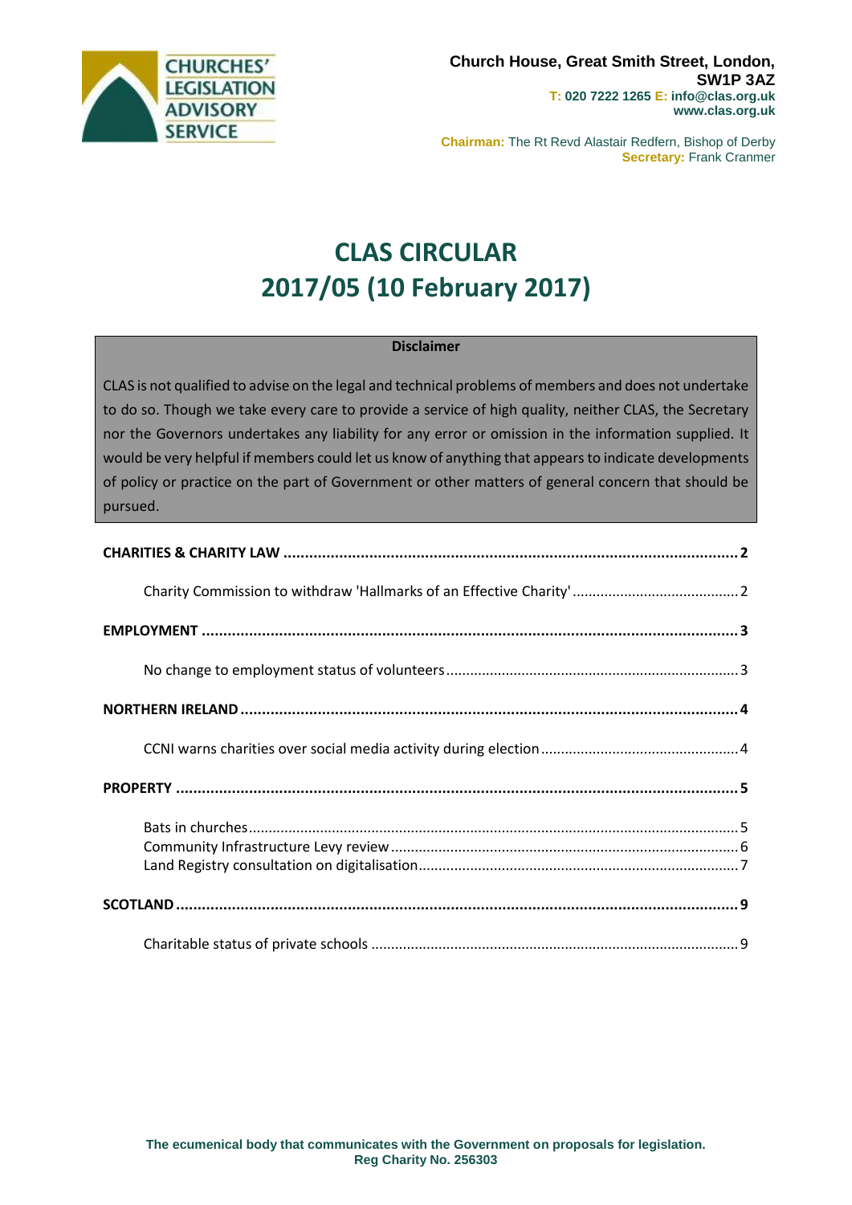CHURCHES' LEGISLATION ADVISORY SERVICE

**Church House, Great Smith Street, London, SW1P 3AZ**
**T: 020 7222 1265 E: info@clas.org.uk**
**www.clas.org.uk**

**Chairman:** The Rt Revd Alastair Redfern, Bishop of Derby
**Secretary:** Frank Cranmer

# CLAS CIRCULAR 2017/05 (10 February 2017)

**Disclaimer**

CLAS is not qualified to advise on the legal and technical problems of members and does not undertake to do so. Though we take every care to provide a service of high quality, neither CLAS, the Secretary nor the Governors undertakes any liability for any error or omission in the information supplied. It would be very helpful if members could let us know of anything that appears to indicate developments of policy or practice on the part of Government or other matters of general concern that should be pursued.

**CHARITIES & CHARITY LAW** .......... 2

- Charity Commission to withdraw 'Hallmarks of an Effective Charity' .......... 2

**EMPLOYMENT** .......... 3

- No change to employment status of volunteers .......... 3

**NORTHERN IRELAND** .......... 4

- CCNI warns charities over social media activity during election .......... 4

**PROPERTY** .......... 5

- Bats in churches .......... 5
- Community Infrastructure Levy review .......... 6
- Land Registry consultation on digitalisation .......... 7

**SCOTLAND** .......... 9

- Charitable status of private schools .......... 9

**The ecumenical body that communicates with the Government on proposals for legislation.**
**Reg Charity No. 256303**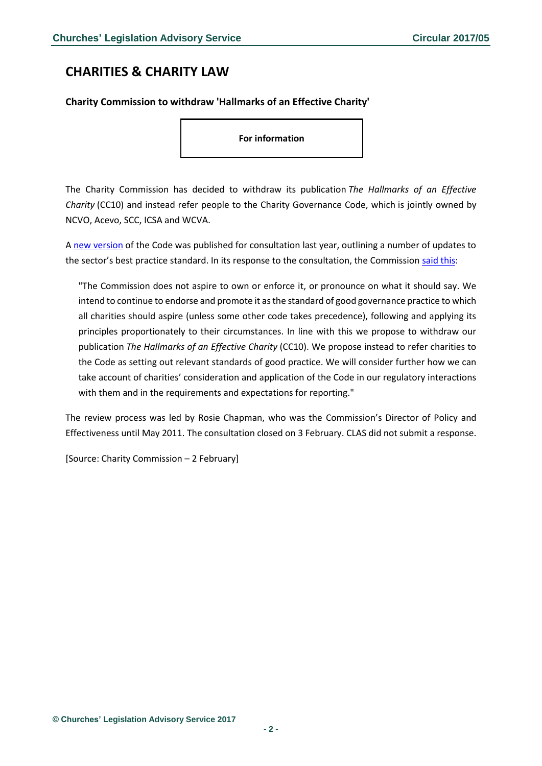# CHARITIES & CHARITY LAW

### Charity Commission to withdraw 'Hallmarks of an Effective Charity'

**For information**

The Charity Commission has decided to withdraw its publication *The Hallmarks of an Effective Charity* (CC10) and instead refer people to the Charity Governance Code, which is jointly owned by NCVO, Acevo, SCC, ICSA and WCVA.

A new version of the Code was published for consultation last year, outlining a number of updates to the sector's best practice standard. In its response to the consultation, the Commission said this:

> "The Commission does not aspire to own or enforce it, or pronounce on what it should say. We intend to continue to endorse and promote it as the standard of good governance practice to which all charities should aspire (unless some other code takes precedence), following and applying its principles proportionately to their circumstances. In line with this we propose to withdraw our publication *The Hallmarks of an Effective Charity* (CC10). We propose instead to refer charities to the Code as setting out relevant standards of good practice. We will consider further how we can take account of charities' consideration and application of the Code in our regulatory interactions with them and in the requirements and expectations for reporting."

The review process was led by Rosie Chapman, who was the Commission's Director of Policy and Effectiveness until May 2011. The consultation closed on 3 February. CLAS did not submit a response.

[Source: Charity Commission – 2 February]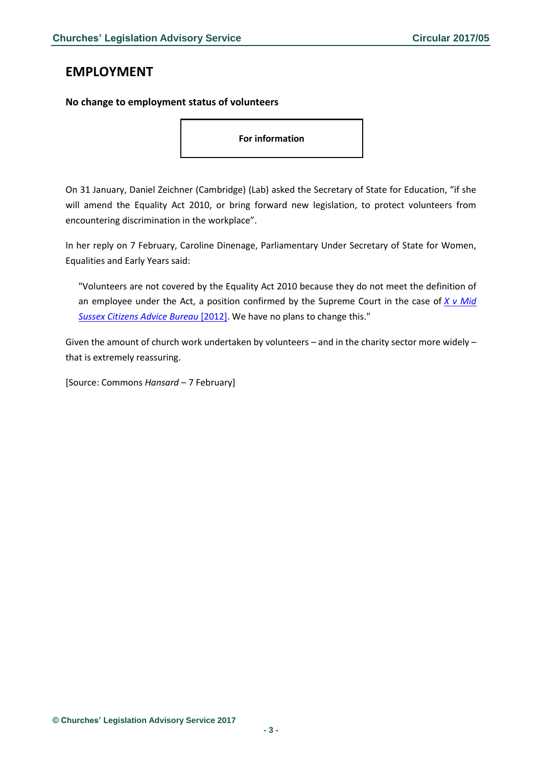# EMPLOYMENT

**No change to employment status of volunteers**

**For information**

On 31 January, Daniel Zeichner (Cambridge) (Lab) asked the Secretary of State for Education, "if she will amend the Equality Act 2010, or bring forward new legislation, to protect volunteers from encountering discrimination in the workplace".

In her reply on 7 February, Caroline Dinenage, Parliamentary Under Secretary of State for Women, Equalities and Early Years said:

> "Volunteers are not covered by the Equality Act 2010 because they do not meet the definition of an employee under the Act, a position confirmed by the Supreme Court in the case of *X v Mid Sussex Citizens Advice Bureau* [2012]. We have no plans to change this."

Given the amount of church work undertaken by volunteers – and in the charity sector more widely – that is extremely reassuring.

[Source: Commons *Hansard* – 7 February]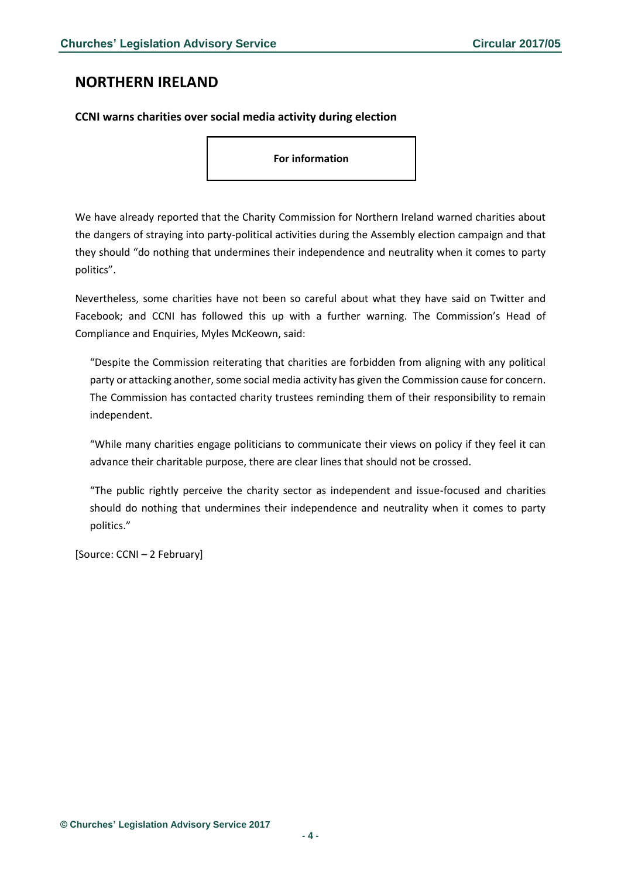## NORTHERN IRELAND

### CCNI warns charities over social media activity during election

**For information**

We have already reported that the Charity Commission for Northern Ireland warned charities about the dangers of straying into party-political activities during the Assembly election campaign and that they should "do nothing that undermines their independence and neutrality when it comes to party politics".

Nevertheless, some charities have not been so careful about what they have said on Twitter and Facebook; and CCNI has followed this up with a further warning. The Commission's Head of Compliance and Enquiries, Myles McKeown, said:

> "Despite the Commission reiterating that charities are forbidden from aligning with any political party or attacking another, some social media activity has given the Commission cause for concern. The Commission has contacted charity trustees reminding them of their responsibility to remain independent.
>
> "While many charities engage politicians to communicate their views on policy if they feel it can advance their charitable purpose, there are clear lines that should not be crossed.
>
> "The public rightly perceive the charity sector as independent and issue-focused and charities should do nothing that undermines their independence and neutrality when it comes to party politics."

[Source: CCNI – 2 February]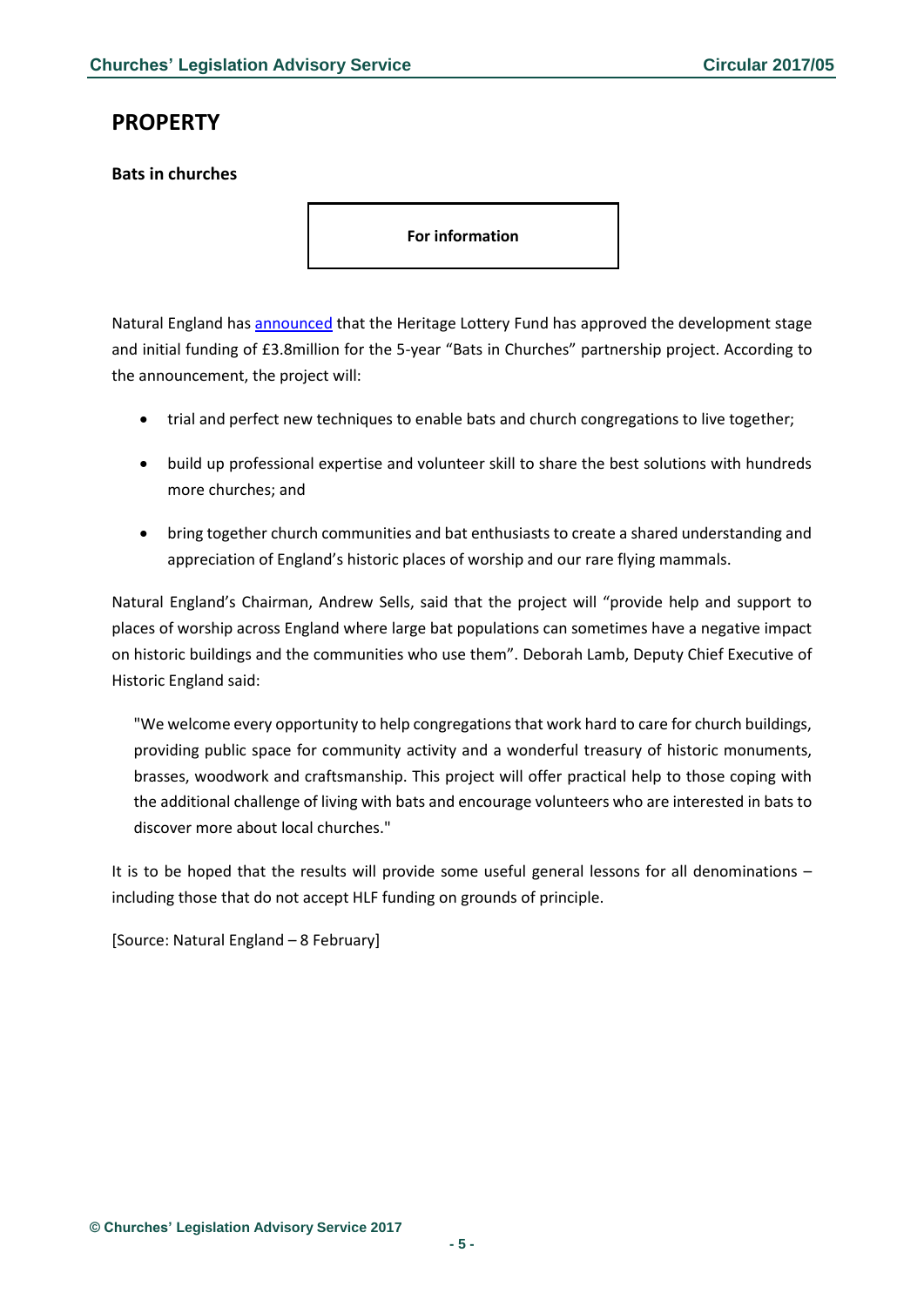## PROPERTY

### Bats in churches

**For information**

Natural England has announced that the Heritage Lottery Fund has approved the development stage and initial funding of £3.8million for the 5-year "Bats in Churches" partnership project. According to the announcement, the project will:

- trial and perfect new techniques to enable bats and church congregations to live together;
- build up professional expertise and volunteer skill to share the best solutions with hundreds more churches; and
- bring together church communities and bat enthusiasts to create a shared understanding and appreciation of England's historic places of worship and our rare flying mammals.

Natural England's Chairman, Andrew Sells, said that the project will "provide help and support to places of worship across England where large bat populations can sometimes have a negative impact on historic buildings and the communities who use them". Deborah Lamb, Deputy Chief Executive of Historic England said:

> "We welcome every opportunity to help congregations that work hard to care for church buildings, providing public space for community activity and a wonderful treasury of historic monuments, brasses, woodwork and craftsmanship. This project will offer practical help to those coping with the additional challenge of living with bats and encourage volunteers who are interested in bats to discover more about local churches."

It is to be hoped that the results will provide some useful general lessons for all denominations – including those that do not accept HLF funding on grounds of principle.

[Source: Natural England – 8 February]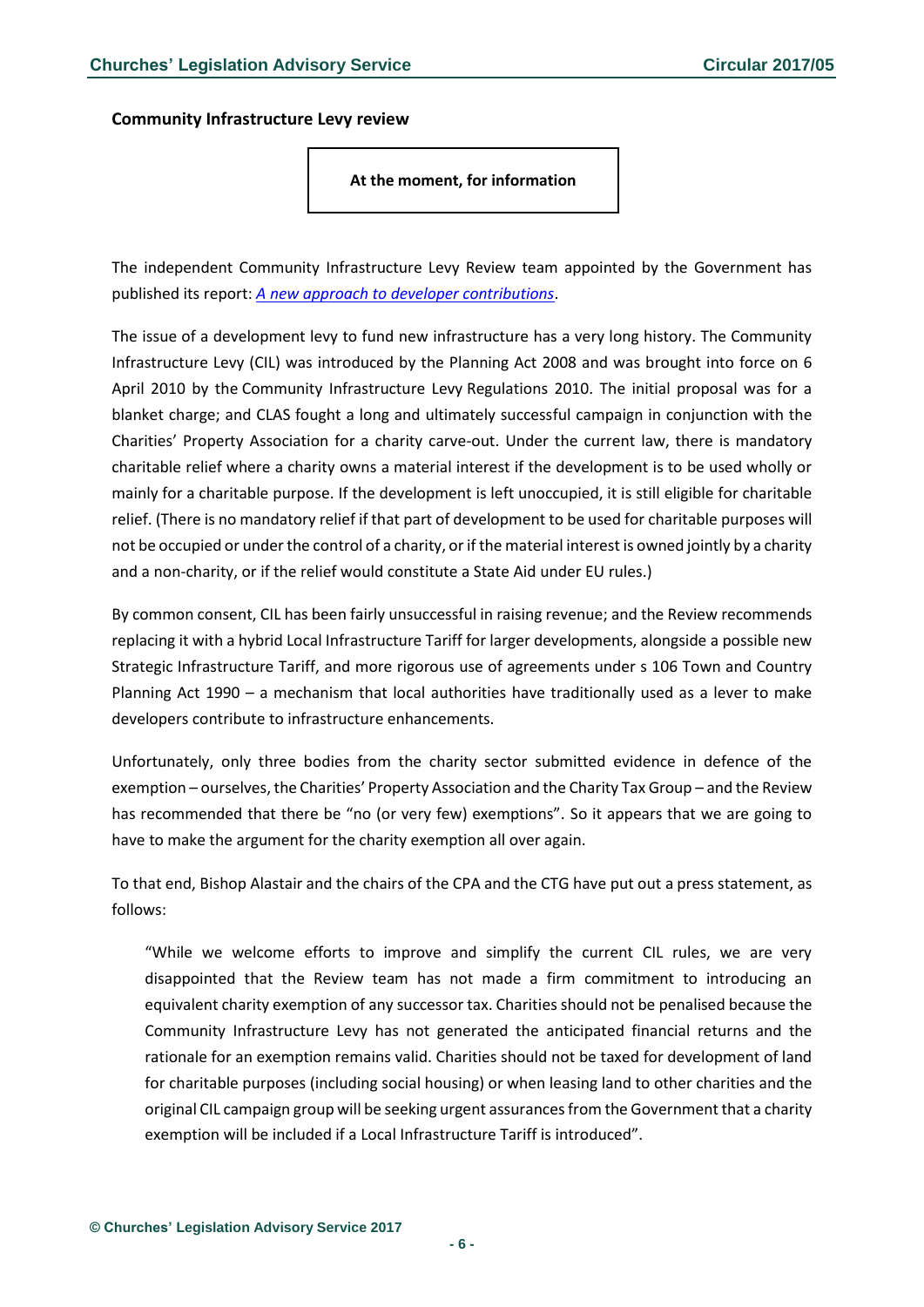**Community Infrastructure Levy review**

**At the moment, for information**

The independent Community Infrastructure Levy Review team appointed by the Government has published its report: *A new approach to developer contributions*.

The issue of a development levy to fund new infrastructure has a very long history. The Community Infrastructure Levy (CIL) was introduced by the Planning Act 2008 and was brought into force on 6 April 2010 by the Community Infrastructure Levy Regulations 2010. The initial proposal was for a blanket charge; and CLAS fought a long and ultimately successful campaign in conjunction with the Charities' Property Association for a charity carve-out. Under the current law, there is mandatory charitable relief where a charity owns a material interest if the development is to be used wholly or mainly for a charitable purpose. If the development is left unoccupied, it is still eligible for charitable relief. (There is no mandatory relief if that part of development to be used for charitable purposes will not be occupied or under the control of a charity, or if the material interest is owned jointly by a charity and a non-charity, or if the relief would constitute a State Aid under EU rules.)

By common consent, CIL has been fairly unsuccessful in raising revenue; and the Review recommends replacing it with a hybrid Local Infrastructure Tariff for larger developments, alongside a possible new Strategic Infrastructure Tariff, and more rigorous use of agreements under s 106 Town and Country Planning Act 1990 – a mechanism that local authorities have traditionally used as a lever to make developers contribute to infrastructure enhancements.

Unfortunately, only three bodies from the charity sector submitted evidence in defence of the exemption – ourselves, the Charities' Property Association and the Charity Tax Group – and the Review has recommended that there be "no (or very few) exemptions". So it appears that we are going to have to make the argument for the charity exemption all over again.

To that end, Bishop Alastair and the chairs of the CPA and the CTG have put out a press statement, as follows:

> "While we welcome efforts to improve and simplify the current CIL rules, we are very disappointed that the Review team has not made a firm commitment to introducing an equivalent charity exemption of any successor tax. Charities should not be penalised because the Community Infrastructure Levy has not generated the anticipated financial returns and the rationale for an exemption remains valid. Charities should not be taxed for development of land for charitable purposes (including social housing) or when leasing land to other charities and the original CIL campaign group will be seeking urgent assurances from the Government that a charity exemption will be included if a Local Infrastructure Tariff is introduced".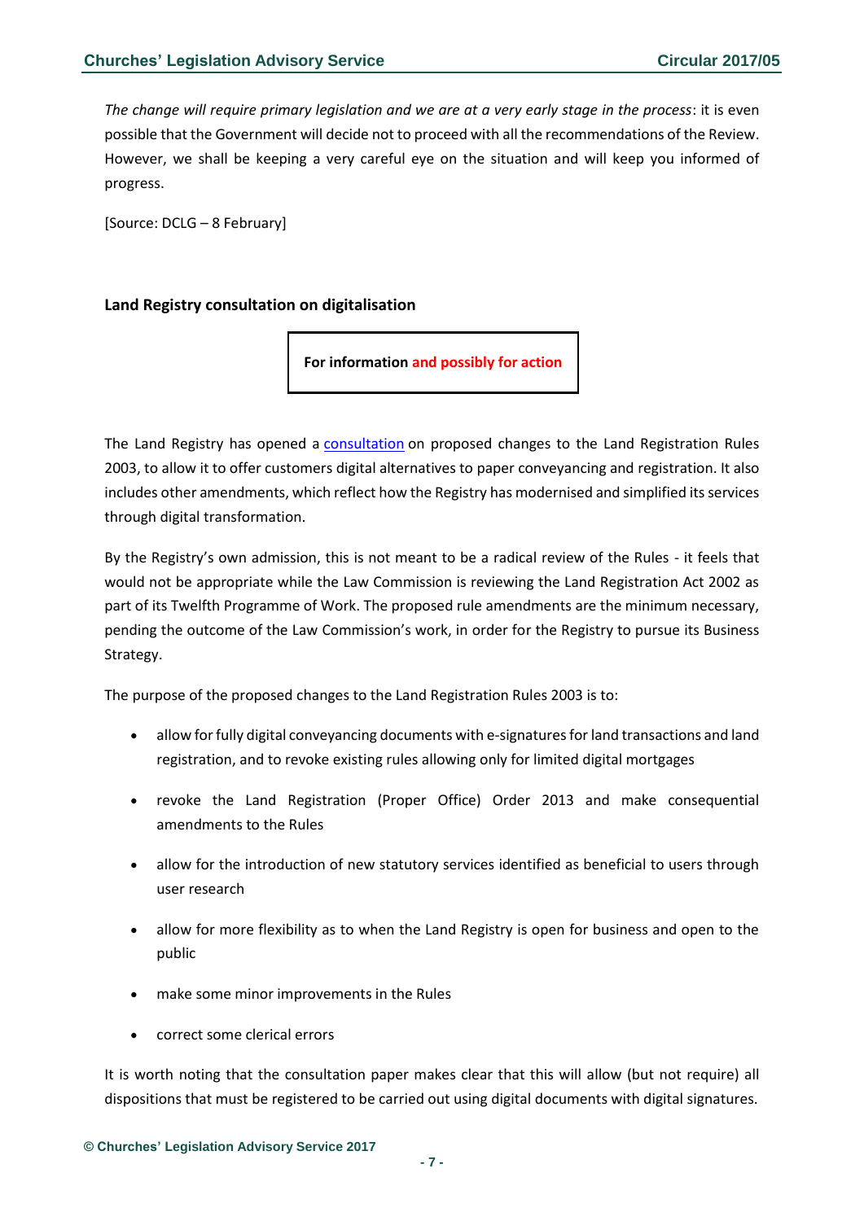*The change will require primary legislation and we are at a very early stage in the process*: it is even possible that the Government will decide not to proceed with all the recommendations of the Review. However, we shall be keeping a very careful eye on the situation and will keep you informed of progress.

[Source: DCLG – 8 February]

### Land Registry consultation on digitalisation

**For information and possibly for action**

The Land Registry has opened a consultation on proposed changes to the Land Registration Rules 2003, to allow it to offer customers digital alternatives to paper conveyancing and registration. It also includes other amendments, which reflect how the Registry has modernised and simplified its services through digital transformation.

By the Registry's own admission, this is not meant to be a radical review of the Rules - it feels that would not be appropriate while the Law Commission is reviewing the Land Registration Act 2002 as part of its Twelfth Programme of Work. The proposed rule amendments are the minimum necessary, pending the outcome of the Law Commission's work, in order for the Registry to pursue its Business Strategy.

The purpose of the proposed changes to the Land Registration Rules 2003 is to:

- allow for fully digital conveyancing documents with e-signatures for land transactions and land registration, and to revoke existing rules allowing only for limited digital mortgages
- revoke the Land Registration (Proper Office) Order 2013 and make consequential amendments to the Rules
- allow for the introduction of new statutory services identified as beneficial to users through user research
- allow for more flexibility as to when the Land Registry is open for business and open to the public
- make some minor improvements in the Rules
- correct some clerical errors

It is worth noting that the consultation paper makes clear that this will allow (but not require) all dispositions that must be registered to be carried out using digital documents with digital signatures.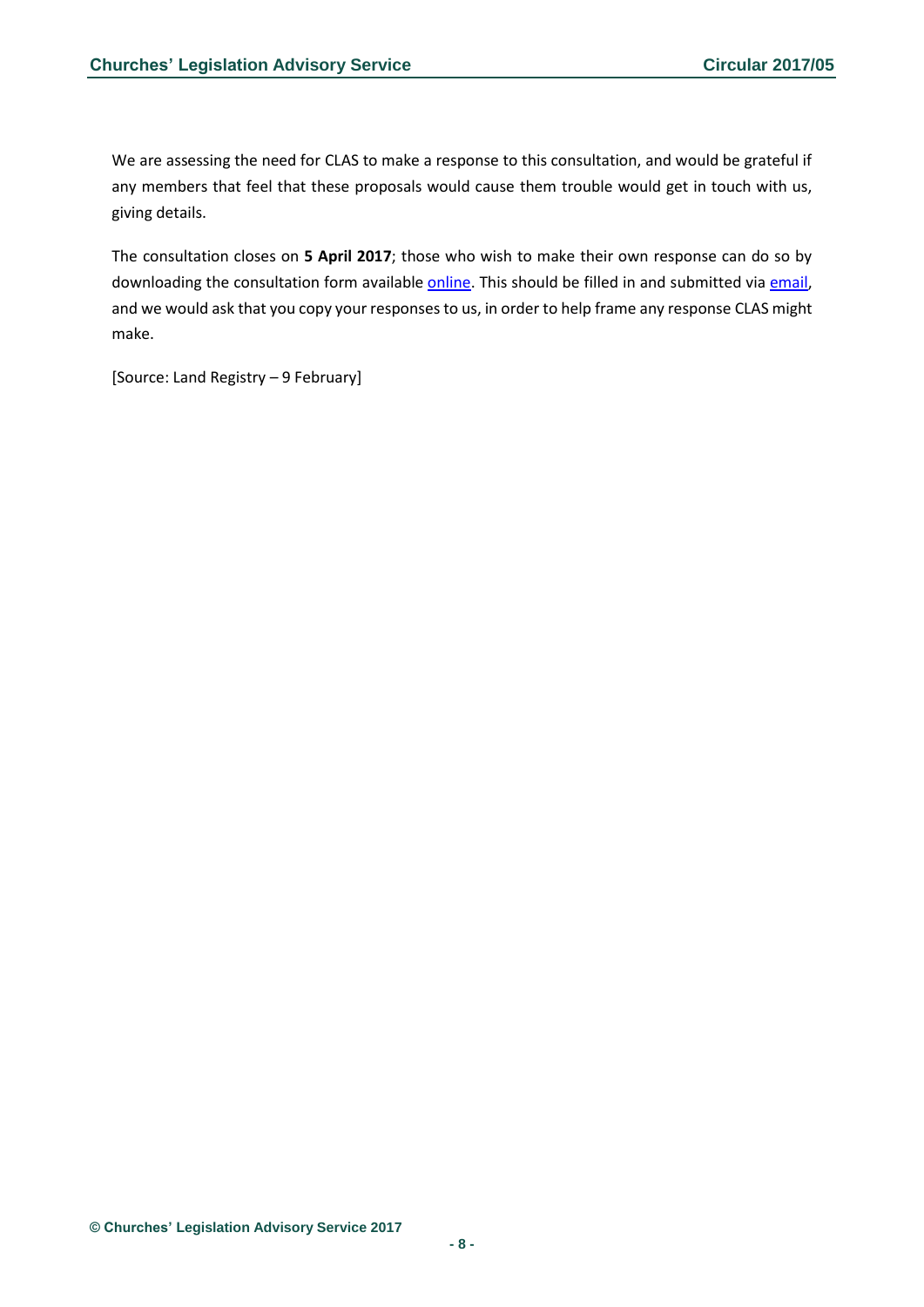We are assessing the need for CLAS to make a response to this consultation, and would be grateful if any members that feel that these proposals would cause them trouble would get in touch with us, giving details.

The consultation closes on **5 April 2017**; those who wish to make their own response can do so by downloading the consultation form available online. This should be filled in and submitted via email, and we would ask that you copy your responses to us, in order to help frame any response CLAS might make.

[Source: Land Registry – 9 February]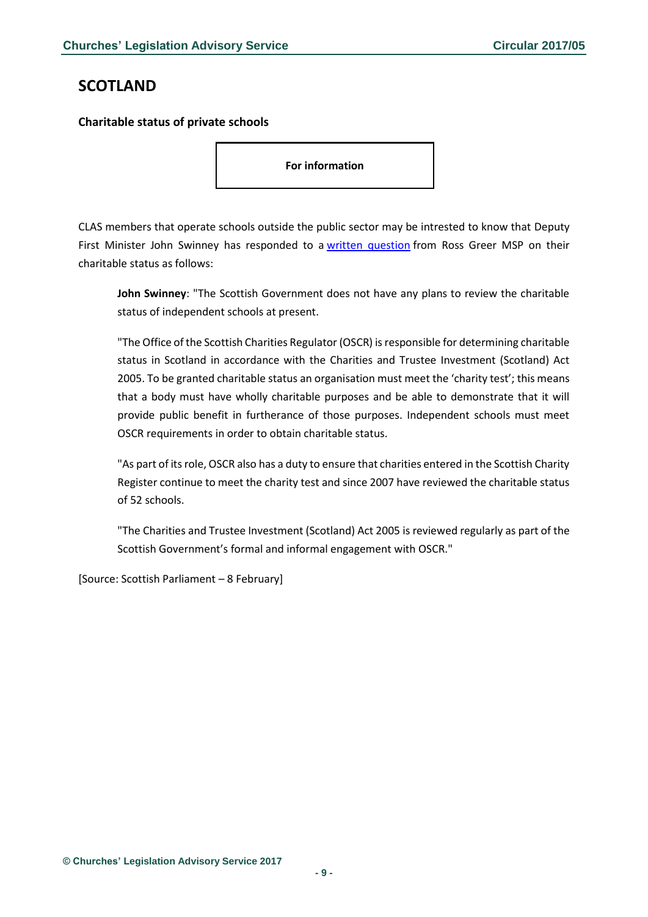# SCOTLAND

### Charitable status of private schools

**For information**

CLAS members that operate schools outside the public sector may be intrested to know that Deputy First Minister John Swinney has responded to a written question from Ross Greer MSP on their charitable status as follows:

> **John Swinney**: "The Scottish Government does not have any plans to review the charitable status of independent schools at present.
>
> "The Office of the Scottish Charities Regulator (OSCR) is responsible for determining charitable status in Scotland in accordance with the Charities and Trustee Investment (Scotland) Act 2005. To be granted charitable status an organisation must meet the 'charity test'; this means that a body must have wholly charitable purposes and be able to demonstrate that it will provide public benefit in furtherance of those purposes. Independent schools must meet OSCR requirements in order to obtain charitable status.
>
> "As part of its role, OSCR also has a duty to ensure that charities entered in the Scottish Charity Register continue to meet the charity test and since 2007 have reviewed the charitable status of 52 schools.
>
> "The Charities and Trustee Investment (Scotland) Act 2005 is reviewed regularly as part of the Scottish Government's formal and informal engagement with OSCR."

[Source: Scottish Parliament – 8 February]